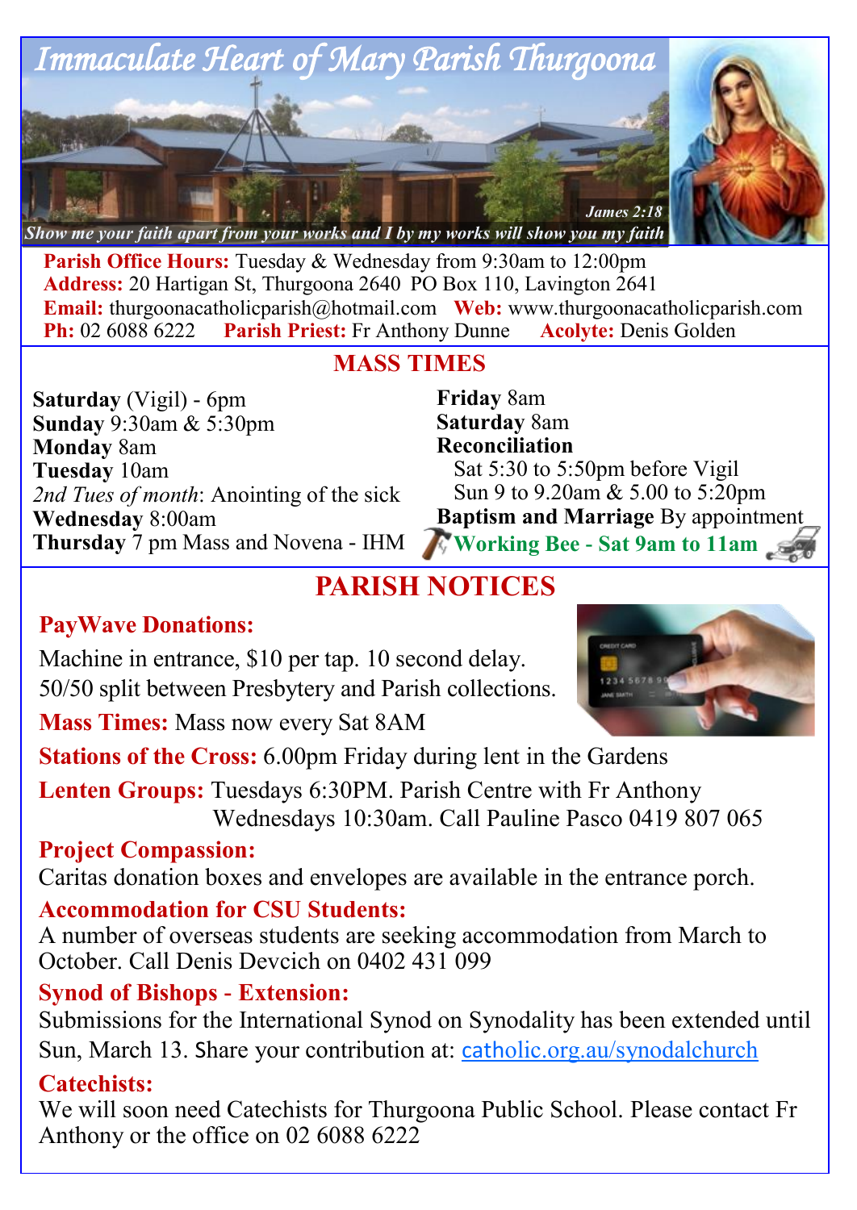# Immaculate Heart of Mary Parish Thurgoona

*Show me your faith apart from your works and I by my works will show you my faith* — *James 2:18*

**Parish Office Hours:** Tuesday & Wednesday from 9:30am to 12:00pm
**Address:** 20 Hartigan St, Thurgoona 2640 PO Box 110, Lavington 2641
**Email:** thurgoonacatholicparish@hotmail.com **Web:** www.thurgoonacatholicparish.com
**Ph:** 02 6088 6222 **Parish Priest:** Fr Anthony Dunne **Acolyte:** Denis Golden

## MASS TIMES

**Saturday** (Vigil) - 6pm
**Sunday** 9:30am & 5:30pm
**Monday** 8am
**Tuesday** 10am
*2nd Tues of month*: Anointing of the sick
**Wednesday** 8:00am
**Thursday** 7 pm Mass and Novena - IHM
**Friday** 8am
**Saturday** 8am
**Reconciliation**
Sat 5:30 to 5:50pm before Vigil
Sun 9 to 9.20am & 5.00 to 5:20pm
**Baptism and Marriage** By appointment
**Working Bee - Sat 9am to 11am**

## PARISH NOTICES

**PayWave Donations:**
Machine in entrance, $10 per tap. 10 second delay. 50/50 split between Presbytery and Parish collections.

**Mass Times:** Mass now every Sat 8AM

**Stations of the Cross:** 6.00pm Friday during lent in the Gardens

**Lenten Groups:** Tuesdays 6:30PM. Parish Centre with Fr Anthony
Wednesdays 10:30am. Call Pauline Pasco 0419 807 065

**Project Compassion:**
Caritas donation boxes and envelopes are available in the entrance porch.

**Accommodation for CSU Students:**
A number of overseas students are seeking accommodation from March to October. Call Denis Devcich on 0402 431 099

**Synod of Bishops - Extension:**
Submissions for the International Synod on Synodality has been extended until Sun, March 13. Share your contribution at: catholic.org.au/synodalchurch

**Catechists:**
We will soon need Catechists for Thurgoona Public School. Please contact Fr Anthony or the office on 02 6088 6222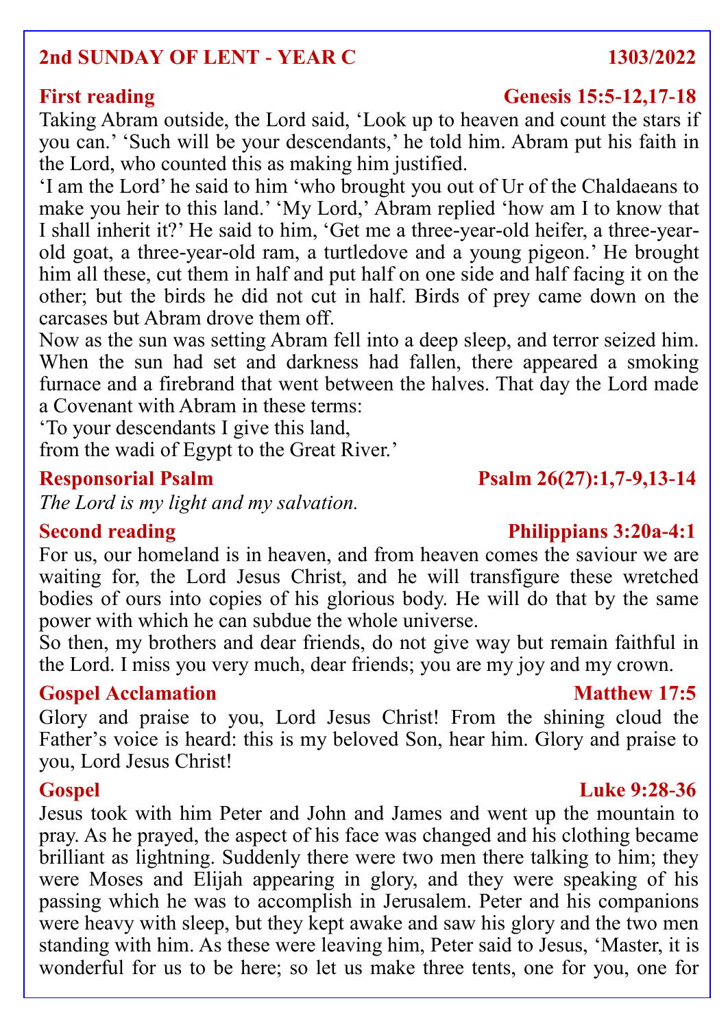## 2nd SUNDAY OF LENT - YEAR C — 1303/2022

### First reading — Genesis 15:5-12,17-18

Taking Abram outside, the Lord said, 'Look up to heaven and count the stars if you can.' 'Such will be your descendants,' he told him. Abram put his faith in the Lord, who counted this as making him justified.

'I am the Lord' he said to him 'who brought you out of Ur of the Chaldaeans to make you heir to this land.' 'My Lord,' Abram replied 'how am I to know that I shall inherit it?' He said to him, 'Get me a three-year-old heifer, a three-year-old goat, a three-year-old ram, a turtledove and a young pigeon.' He brought him all these, cut them in half and put half on one side and half facing it on the other; but the birds he did not cut in half. Birds of prey came down on the carcases but Abram drove them off.

Now as the sun was setting Abram fell into a deep sleep, and terror seized him. When the sun had set and darkness had fallen, there appeared a smoking furnace and a firebrand that went between the halves. That day the Lord made a Covenant with Abram in these terms:

'To your descendants I give this land,
from the wadi of Egypt to the Great River.'

### Responsorial Psalm — Psalm 26(27):1,7-9,13-14

*The Lord is my light and my salvation.*

### Second reading — Philippians 3:20a-4:1

For us, our homeland is in heaven, and from heaven comes the saviour we are waiting for, the Lord Jesus Christ, and he will transfigure these wretched bodies of ours into copies of his glorious body. He will do that by the same power with which he can subdue the whole universe.

So then, my brothers and dear friends, do not give way but remain faithful in the Lord. I miss you very much, dear friends; you are my joy and my crown.

### Gospel Acclamation — Matthew 17:5

Glory and praise to you, Lord Jesus Christ! From the shining cloud the Father's voice is heard: this is my beloved Son, hear him. Glory and praise to you, Lord Jesus Christ!

### Gospel — Luke 9:28-36

Jesus took with him Peter and John and James and went up the mountain to pray. As he prayed, the aspect of his face was changed and his clothing became brilliant as lightning. Suddenly there were two men there talking to him; they were Moses and Elijah appearing in glory, and they were speaking of his passing which he was to accomplish in Jerusalem. Peter and his companions were heavy with sleep, but they kept awake and saw his glory and the two men standing with him. As these were leaving him, Peter said to Jesus, 'Master, it is wonderful for us to be here; so let us make three tents, one for you, one for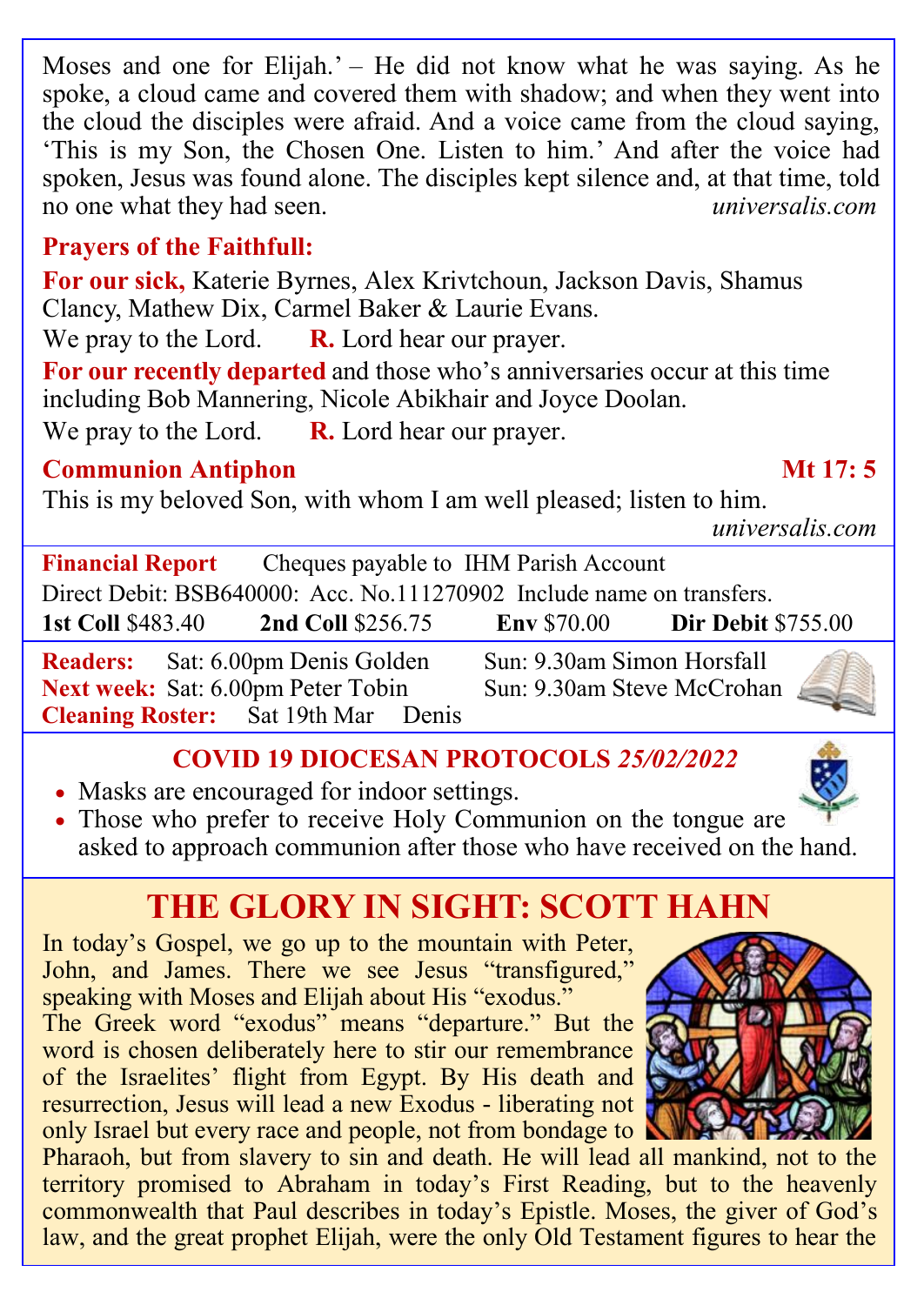Moses and one for Elijah.' – He did not know what he was saying. As he spoke, a cloud came and covered them with shadow; and when they went into the cloud the disciples were afraid. And a voice came from the cloud saying, 'This is my Son, the Chosen One. Listen to him.' And after the voice had spoken, Jesus was found alone. The disciples kept silence and, at that time, told no one what they had seen. *universalis.com*

**Prayers of the Faithfull:**

**For our sick,** Katerie Byrnes, Alex Krivtchoun, Jackson Davis, Shamus Clancy, Mathew Dix, Carmel Baker & Laurie Evans.

We pray to the Lord. **R.** Lord hear our prayer.

**For our recently departed** and those who's anniversaries occur at this time including Bob Mannering, Nicole Abikhair and Joyce Doolan.

We pray to the Lord. **R.** Lord hear our prayer.

**Communion Antiphon** **Mt 17: 5**

This is my beloved Son, with whom I am well pleased; listen to him.

*universalis.com*

**Financial Report** Cheques payable to IHM Parish Account

Direct Debit: BSB640000: Acc. No.111270902 Include name on transfers.

**1st Coll** $483.40 **2nd Coll** $256.75 **Env** $70.00 **Dir Debit** $755.00

**Readers:** Sat: 6.00pm Denis Golden Sun: 9.30am Simon Horsfall

**Next week:** Sat: 6.00pm Peter Tobin Sun: 9.30am Steve McCrohan

**Cleaning Roster:** Sat 19th Mar Denis

**COVID 19 DIOCESAN PROTOCOLS** *25/02/2022*

- Masks are encouraged for indoor settings.
- Those who prefer to receive Holy Communion on the tongue are asked to approach communion after those who have received on the hand.

## THE GLORY IN SIGHT: SCOTT HAHN

In today's Gospel, we go up to the mountain with Peter, John, and James. There we see Jesus "transfigured," speaking with Moses and Elijah about His "exodus."

The Greek word "exodus" means "departure." But the word is chosen deliberately here to stir our remembrance of the Israelites' flight from Egypt. By His death and resurrection, Jesus will lead a new Exodus - liberating not only Israel but every race and people, not from bondage to Pharaoh, but from slavery to sin and death. He will lead all mankind, not to the territory promised to Abraham in today's First Reading, but to the heavenly commonwealth that Paul describes in today's Epistle. Moses, the giver of God's law, and the great prophet Elijah, were the only Old Testament figures to hear the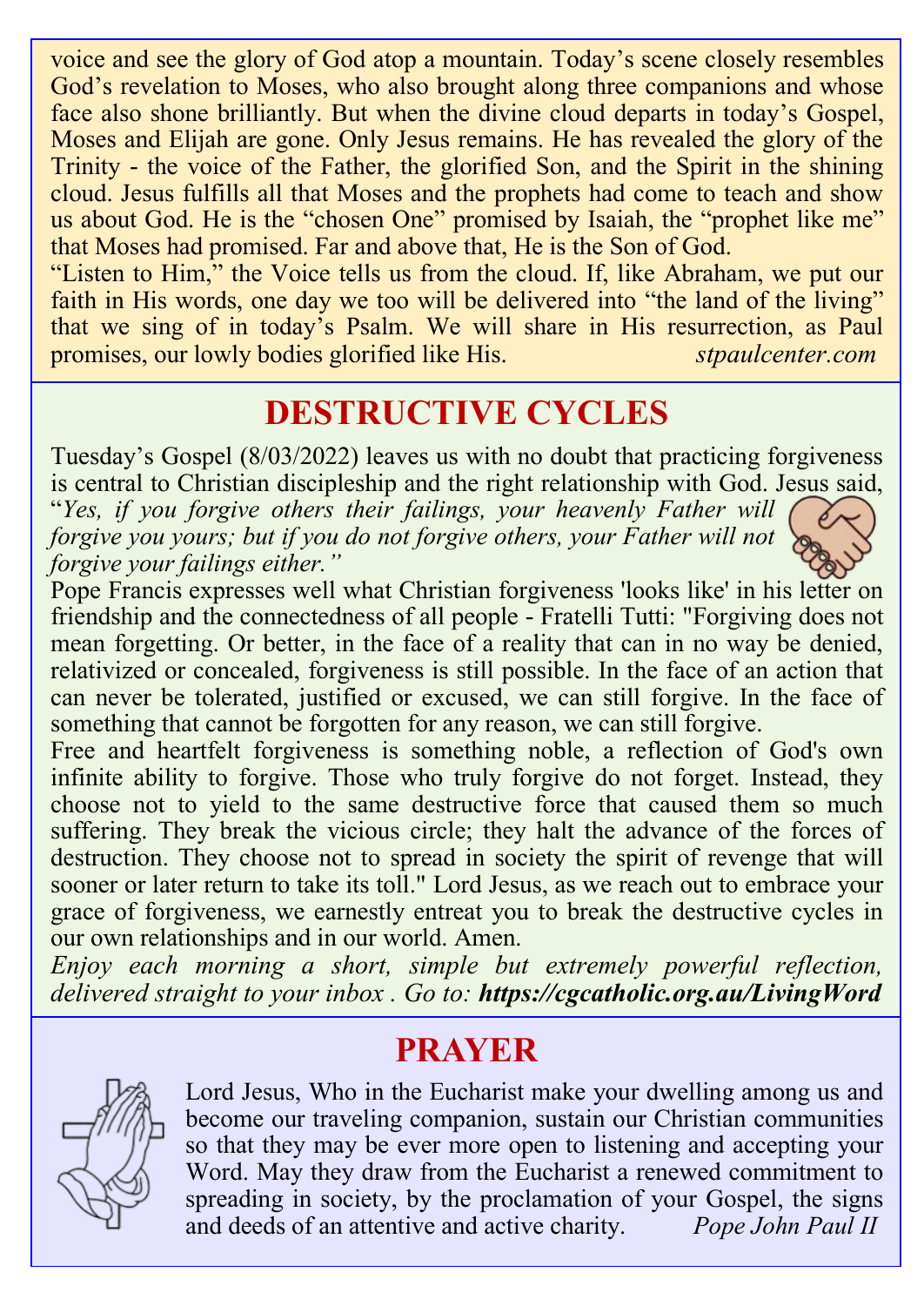voice and see the glory of God atop a mountain. Today's scene closely resembles God's revelation to Moses, who also brought along three companions and whose face also shone brilliantly. But when the divine cloud departs in today's Gospel, Moses and Elijah are gone. Only Jesus remains. He has revealed the glory of the Trinity - the voice of the Father, the glorified Son, and the Spirit in the shining cloud. Jesus fulfills all that Moses and the prophets had come to teach and show us about God. He is the "chosen One" promised by Isaiah, the "prophet like me" that Moses had promised. Far and above that, He is the Son of God.

"Listen to Him," the Voice tells us from the cloud. If, like Abraham, we put our faith in His words, one day we too will be delivered into "the land of the living" that we sing of in today's Psalm. We will share in His resurrection, as Paul promises, our lowly bodies glorified like His. *stpaulcenter.com*

## DESTRUCTIVE CYCLES

Tuesday's Gospel (8/03/2022) leaves us with no doubt that practicing forgiveness is central to Christian discipleship and the right relationship with God. Jesus said, "*Yes, if you forgive others their failings, your heavenly Father will forgive you yours; but if you do not forgive others, your Father will not forgive your failings either.*"

Pope Francis expresses well what Christian forgiveness 'looks like' in his letter on friendship and the connectedness of all people - Fratelli Tutti: "Forgiving does not mean forgetting. Or better, in the face of a reality that can in no way be denied, relativized or concealed, forgiveness is still possible. In the face of an action that can never be tolerated, justified or excused, we can still forgive. In the face of something that cannot be forgotten for any reason, we can still forgive.

Free and heartfelt forgiveness is something noble, a reflection of God's own infinite ability to forgive. Those who truly forgive do not forget. Instead, they choose not to yield to the same destructive force that caused them so much suffering. They break the vicious circle; they halt the advance of the forces of destruction. They choose not to spread in society the spirit of revenge that will sooner or later return to take its toll." Lord Jesus, as we reach out to embrace your grace of forgiveness, we earnestly entreat you to break the destructive cycles in our own relationships and in our world. Amen.

*Enjoy each morning a short, simple but extremely powerful reflection, delivered straight to your inbox . Go to:* ***https://cgcatholic.org.au/LivingWord***

## PRAYER

Lord Jesus, Who in the Eucharist make your dwelling among us and become our traveling companion, sustain our Christian communities so that they may be ever more open to listening and accepting your Word. May they draw from the Eucharist a renewed commitment to spreading in society, by the proclamation of your Gospel, the signs and deeds of an attentive and active charity. *Pope John Paul II*